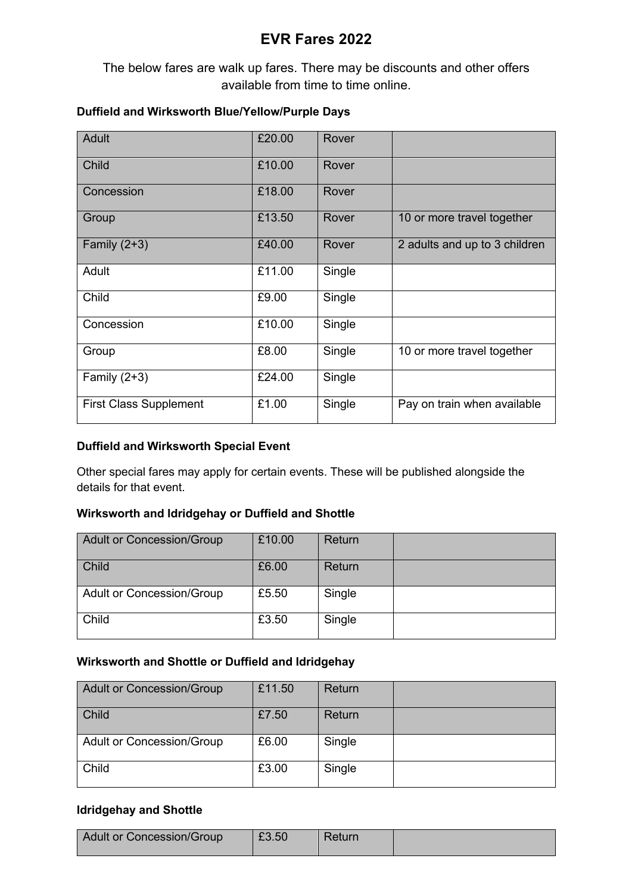# EVR Fares 2022

The below fares are walk up fares. There may be discounts and other offers available from time to time online.

**Duffield and Wirksworth Blue/Yellow/Purple Days**

| | | | |
|---|---|---|---|
| Adult | £20.00 | Rover | |
| Child | £10.00 | Rover | |
| Concession | £18.00 | Rover | |
| Group | £13.50 | Rover | 10 or more travel together |
| Family (2+3) | £40.00 | Rover | 2 adults and up to 3 children |
| Adult | £11.00 | Single | |
| Child | £9.00 | Single | |
| Concession | £10.00 | Single | |
| Group | £8.00 | Single | 10 or more travel together |
| Family (2+3) | £24.00 | Single | |
| First Class Supplement | £1.00 | Single | Pay on train when available |

**Duffield and Wirksworth Special Event**

Other special fares may apply for certain events. These will be published alongside the details for that event.

**Wirksworth and Idridgehay or Duffield and Shottle**

| | | | |
|---|---|---|---|
| Adult or Concession/Group | £10.00 | Return | |
| Child | £6.00 | Return | |
| Adult or Concession/Group | £5.50 | Single | |
| Child | £3.50 | Single | |

**Wirksworth and Shottle or Duffield and Idridgehay**

| | | | |
|---|---|---|---|
| Adult or Concession/Group | £11.50 | Return | |
| Child | £7.50 | Return | |
| Adult or Concession/Group | £6.00 | Single | |
| Child | £3.00 | Single | |

**Idridgehay and Shottle**

| | | | |
|---|---|---|---|
| Adult or Concession/Group | £3.50 | Return | |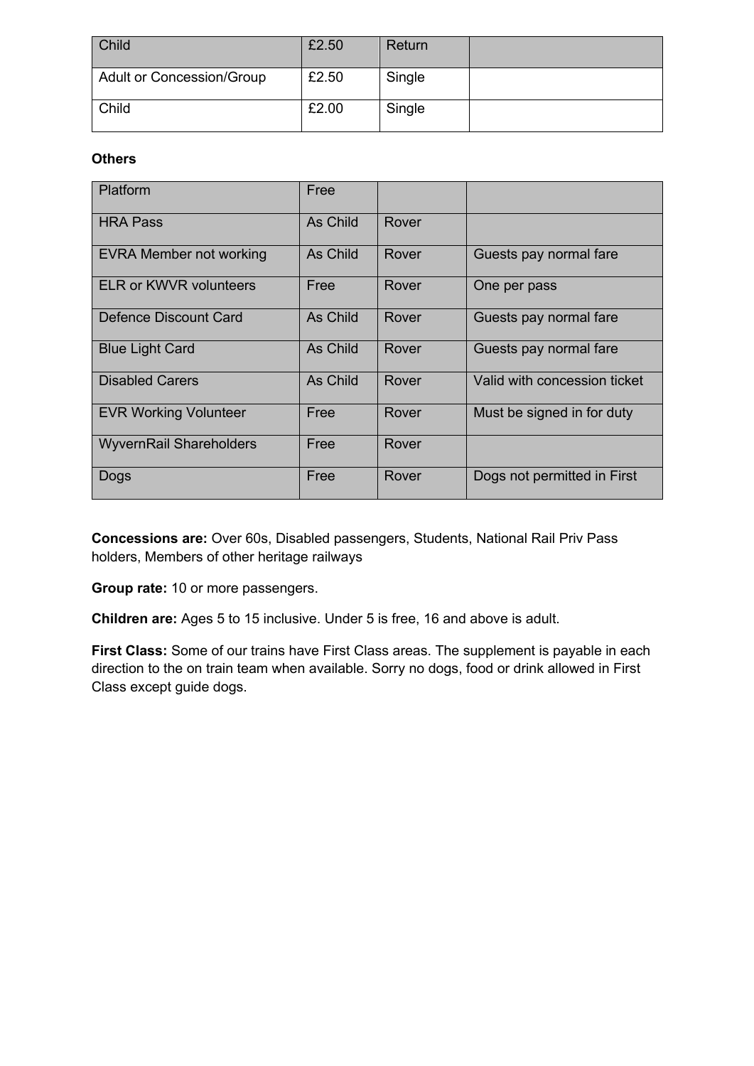| | | | |
|---|---|---|---|
| Child | £2.50 | Return | |
| Adult or Concession/Group | £2.50 | Single | |
| Child | £2.00 | Single | |

**Others**

| | | | |
|---|---|---|---|
| Platform | Free | | |
| HRA Pass | As Child | Rover | |
| EVRA Member not working | As Child | Rover | Guests pay normal fare |
| ELR or KWVR volunteers | Free | Rover | One per pass |
| Defence Discount Card | As Child | Rover | Guests pay normal fare |
| Blue Light Card | As Child | Rover | Guests pay normal fare |
| Disabled Carers | As Child | Rover | Valid with concession ticket |
| EVR Working Volunteer | Free | Rover | Must be signed in for duty |
| WyvernRail Shareholders | Free | Rover | |
| Dogs | Free | Rover | Dogs not permitted in First |

**Concessions are:** Over 60s, Disabled passengers, Students, National Rail Priv Pass holders, Members of other heritage railways

**Group rate:** 10 or more passengers.

**Children are:** Ages 5 to 15 inclusive. Under 5 is free, 16 and above is adult.

**First Class:** Some of our trains have First Class areas. The supplement is payable in each direction to the on train team when available. Sorry no dogs, food or drink allowed in First Class except guide dogs.